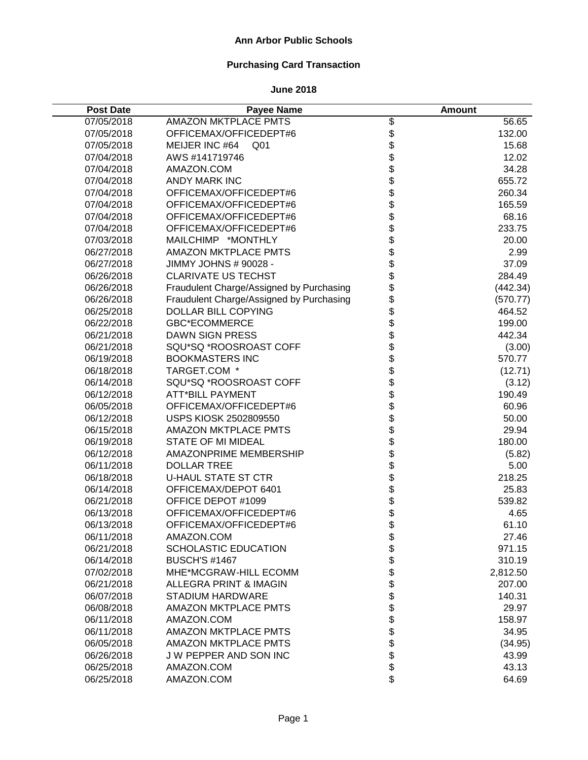# Ann Arbor Public Schools

## Purchasing Card Transaction

### June 2018

| Post Date | Payee Name | Amount |
|---|---|---|
| 07/05/2018 | AMAZON MKTPLACE PMTS | $ 56.65 |
| 07/05/2018 | OFFICEMAX/OFFICEDEPT#6 | $ 132.00 |
| 07/05/2018 | MEIJER INC #64 Q01 | $ 15.68 |
| 07/04/2018 | AWS #141719746 | $ 12.02 |
| 07/04/2018 | AMAZON.COM | $ 34.28 |
| 07/04/2018 | ANDY MARK INC | $ 655.72 |
| 07/04/2018 | OFFICEMAX/OFFICEDEPT#6 | $ 260.34 |
| 07/04/2018 | OFFICEMAX/OFFICEDEPT#6 | $ 165.59 |
| 07/04/2018 | OFFICEMAX/OFFICEDEPT#6 | $ 68.16 |
| 07/04/2018 | OFFICEMAX/OFFICEDEPT#6 | $ 233.75 |
| 07/03/2018 | MAILCHIMP *MONTHLY | $ 20.00 |
| 06/27/2018 | AMAZON MKTPLACE PMTS | $ 2.99 |
| 06/27/2018 | JIMMY JOHNS # 90028 - | $ 37.09 |
| 06/26/2018 | CLARIVATE US TECHST | $ 284.49 |
| 06/26/2018 | Fraudulent Charge/Assigned by Purchasing | $ (442.34) |
| 06/26/2018 | Fraudulent Charge/Assigned by Purchasing | $ (570.77) |
| 06/25/2018 | DOLLAR BILL COPYING | $ 464.52 |
| 06/22/2018 | GBC*ECOMMERCE | $ 199.00 |
| 06/21/2018 | DAWN SIGN PRESS | $ 442.34 |
| 06/21/2018 | SQU*SQ *ROOSROAST COFF | $ (3.00) |
| 06/19/2018 | BOOKMASTERS INC | $ 570.77 |
| 06/18/2018 | TARGET.COM * | $ (12.71) |
| 06/14/2018 | SQU*SQ *ROOSROAST COFF | $ (3.12) |
| 06/12/2018 | ATT*BILL PAYMENT | $ 190.49 |
| 06/05/2018 | OFFICEMAX/OFFICEDEPT#6 | $ 60.96 |
| 06/12/2018 | USPS KIOSK 2502809550 | $ 50.00 |
| 06/15/2018 | AMAZON MKTPLACE PMTS | $ 29.94 |
| 06/19/2018 | STATE OF MI MIDEAL | $ 180.00 |
| 06/12/2018 | AMAZONPRIME MEMBERSHIP | $ (5.82) |
| 06/11/2018 | DOLLAR TREE | $ 5.00 |
| 06/18/2018 | U-HAUL STATE ST CTR | $ 218.25 |
| 06/14/2018 | OFFICEMAX/DEPOT 6401 | $ 25.83 |
| 06/21/2018 | OFFICE DEPOT #1099 | $ 539.82 |
| 06/13/2018 | OFFICEMAX/OFFICEDEPT#6 | $ 4.65 |
| 06/13/2018 | OFFICEMAX/OFFICEDEPT#6 | $ 61.10 |
| 06/11/2018 | AMAZON.COM | $ 27.46 |
| 06/21/2018 | SCHOLASTIC EDUCATION | $ 971.15 |
| 06/14/2018 | BUSCH'S #1467 | $ 310.19 |
| 07/02/2018 | MHE*MCGRAW-HILL ECOMM | $ 2,812.50 |
| 06/21/2018 | ALLEGRA PRINT & IMAGIN | $ 207.00 |
| 06/07/2018 | STADIUM HARDWARE | $ 140.31 |
| 06/08/2018 | AMAZON MKTPLACE PMTS | $ 29.97 |
| 06/11/2018 | AMAZON.COM | $ 158.97 |
| 06/11/2018 | AMAZON MKTPLACE PMTS | $ 34.95 |
| 06/05/2018 | AMAZON MKTPLACE PMTS | $ (34.95) |
| 06/26/2018 | J W PEPPER AND SON INC | $ 43.99 |
| 06/25/2018 | AMAZON.COM | $ 43.13 |
| 06/25/2018 | AMAZON.COM | $ 64.69 |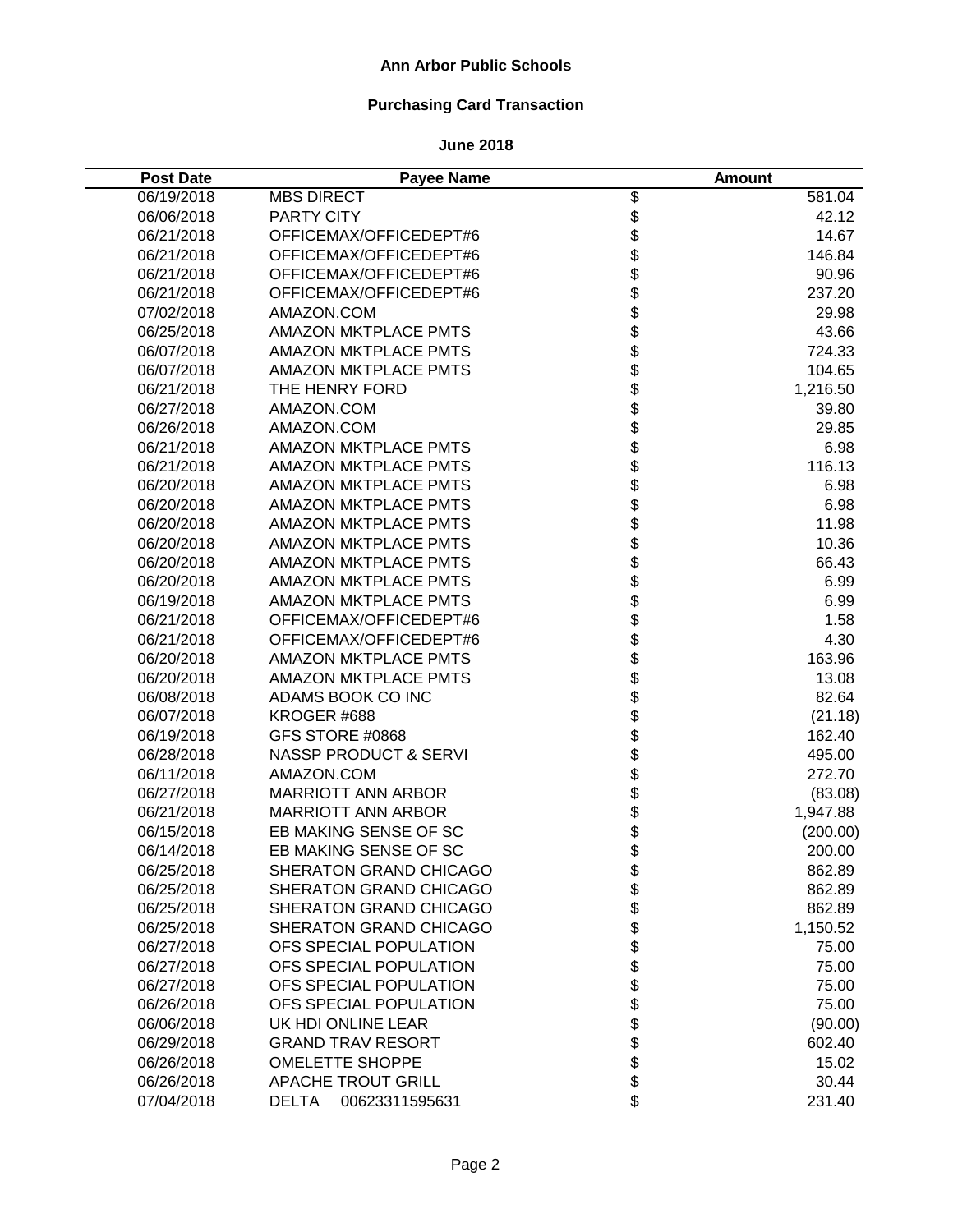**Ann Arbor Public Schools**

**Purchasing Card Transaction**

**June 2018**

| Post Date | Payee Name | Amount |
|---|---|---|
| 06/19/2018 | MBS DIRECT | $ 581.04 |
| 06/06/2018 | PARTY CITY | $ 42.12 |
| 06/21/2018 | OFFICEMAX/OFFICEDEPT#6 | $ 14.67 |
| 06/21/2018 | OFFICEMAX/OFFICEDEPT#6 | $ 146.84 |
| 06/21/2018 | OFFICEMAX/OFFICEDEPT#6 | $ 90.96 |
| 06/21/2018 | OFFICEMAX/OFFICEDEPT#6 | $ 237.20 |
| 07/02/2018 | AMAZON.COM | $ 29.98 |
| 06/25/2018 | AMAZON MKTPLACE PMTS | $ 43.66 |
| 06/07/2018 | AMAZON MKTPLACE PMTS | $ 724.33 |
| 06/07/2018 | AMAZON MKTPLACE PMTS | $ 104.65 |
| 06/21/2018 | THE HENRY FORD | $ 1,216.50 |
| 06/27/2018 | AMAZON.COM | $ 39.80 |
| 06/26/2018 | AMAZON.COM | $ 29.85 |
| 06/21/2018 | AMAZON MKTPLACE PMTS | $ 6.98 |
| 06/21/2018 | AMAZON MKTPLACE PMTS | $ 116.13 |
| 06/20/2018 | AMAZON MKTPLACE PMTS | $ 6.98 |
| 06/20/2018 | AMAZON MKTPLACE PMTS | $ 6.98 |
| 06/20/2018 | AMAZON MKTPLACE PMTS | $ 11.98 |
| 06/20/2018 | AMAZON MKTPLACE PMTS | $ 10.36 |
| 06/20/2018 | AMAZON MKTPLACE PMTS | $ 66.43 |
| 06/20/2018 | AMAZON MKTPLACE PMTS | $ 6.99 |
| 06/19/2018 | AMAZON MKTPLACE PMTS | $ 6.99 |
| 06/21/2018 | OFFICEMAX/OFFICEDEPT#6 | $ 1.58 |
| 06/21/2018 | OFFICEMAX/OFFICEDEPT#6 | $ 4.30 |
| 06/20/2018 | AMAZON MKTPLACE PMTS | $ 163.96 |
| 06/20/2018 | AMAZON MKTPLACE PMTS | $ 13.08 |
| 06/08/2018 | ADAMS BOOK CO INC | $ 82.64 |
| 06/07/2018 | KROGER #688 | $ (21.18) |
| 06/19/2018 | GFS STORE #0868 | $ 162.40 |
| 06/28/2018 | NASSP PRODUCT & SERVI | $ 495.00 |
| 06/11/2018 | AMAZON.COM | $ 272.70 |
| 06/27/2018 | MARRIOTT ANN ARBOR | $ (83.08) |
| 06/21/2018 | MARRIOTT ANN ARBOR | $ 1,947.88 |
| 06/15/2018 | EB MAKING SENSE OF SC | $ (200.00) |
| 06/14/2018 | EB MAKING SENSE OF SC | $ 200.00 |
| 06/25/2018 | SHERATON GRAND CHICAGO | $ 862.89 |
| 06/25/2018 | SHERATON GRAND CHICAGO | $ 862.89 |
| 06/25/2018 | SHERATON GRAND CHICAGO | $ 862.89 |
| 06/25/2018 | SHERATON GRAND CHICAGO | $ 1,150.52 |
| 06/27/2018 | OFS SPECIAL POPULATION | $ 75.00 |
| 06/27/2018 | OFS SPECIAL POPULATION | $ 75.00 |
| 06/27/2018 | OFS SPECIAL POPULATION | $ 75.00 |
| 06/26/2018 | OFS SPECIAL POPULATION | $ 75.00 |
| 06/06/2018 | UK HDI ONLINE LEAR | $ (90.00) |
| 06/29/2018 | GRAND TRAV RESORT | $ 602.40 |
| 06/26/2018 | OMELETTE SHOPPE | $ 15.02 |
| 06/26/2018 | APACHE TROUT GRILL | $ 30.44 |
| 07/04/2018 | DELTA 00623311595631 | $ 231.40 |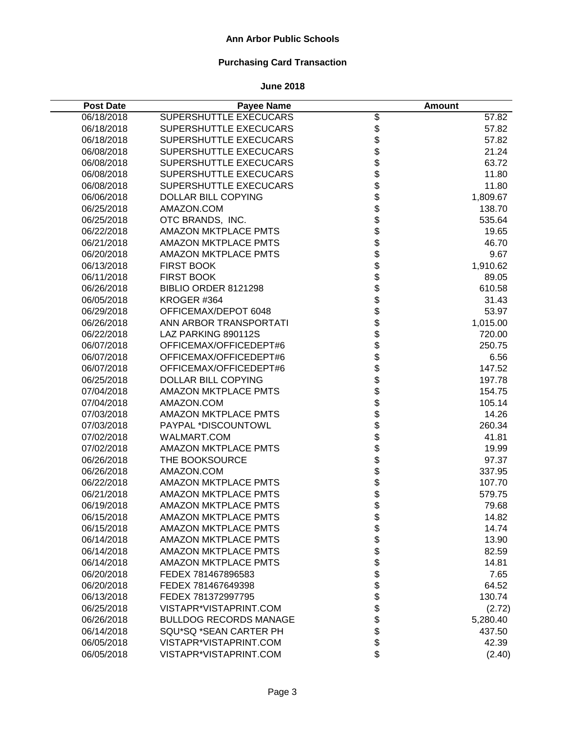# Ann Arbor Public Schools

## Purchasing Card Transaction

### June 2018

| Post Date | Payee Name | | Amount |
|---|---|---|---|
| 06/18/2018 | SUPERSHUTTLE EXECUCARS | $ | 57.82 |
| 06/18/2018 | SUPERSHUTTLE EXECUCARS | $ | 57.82 |
| 06/18/2018 | SUPERSHUTTLE EXECUCARS | $ | 57.82 |
| 06/08/2018 | SUPERSHUTTLE EXECUCARS | $ | 21.24 |
| 06/08/2018 | SUPERSHUTTLE EXECUCARS | $ | 63.72 |
| 06/08/2018 | SUPERSHUTTLE EXECUCARS | $ | 11.80 |
| 06/08/2018 | SUPERSHUTTLE EXECUCARS | $ | 11.80 |
| 06/06/2018 | DOLLAR BILL COPYING | $ | 1,809.67 |
| 06/25/2018 | AMAZON.COM | $ | 138.70 |
| 06/25/2018 | OTC BRANDS, INC. | $ | 535.64 |
| 06/22/2018 | AMAZON MKTPLACE PMTS | $ | 19.65 |
| 06/21/2018 | AMAZON MKTPLACE PMTS | $ | 46.70 |
| 06/20/2018 | AMAZON MKTPLACE PMTS | $ | 9.67 |
| 06/13/2018 | FIRST BOOK | $ | 1,910.62 |
| 06/11/2018 | FIRST BOOK | $ | 89.05 |
| 06/26/2018 | BIBLIO ORDER 8121298 | $ | 610.58 |
| 06/05/2018 | KROGER #364 | $ | 31.43 |
| 06/29/2018 | OFFICEMAX/DEPOT 6048 | $ | 53.97 |
| 06/26/2018 | ANN ARBOR TRANSPORTATI | $ | 1,015.00 |
| 06/22/2018 | LAZ PARKING 890112S | $ | 720.00 |
| 06/07/2018 | OFFICEMAX/OFFICEDEPT#6 | $ | 250.75 |
| 06/07/2018 | OFFICEMAX/OFFICEDEPT#6 | $ | 6.56 |
| 06/07/2018 | OFFICEMAX/OFFICEDEPT#6 | $ | 147.52 |
| 06/25/2018 | DOLLAR BILL COPYING | $ | 197.78 |
| 07/04/2018 | AMAZON MKTPLACE PMTS | $ | 154.75 |
| 07/04/2018 | AMAZON.COM | $ | 105.14 |
| 07/03/2018 | AMAZON MKTPLACE PMTS | $ | 14.26 |
| 07/03/2018 | PAYPAL *DISCOUNTOWL | $ | 260.34 |
| 07/02/2018 | WALMART.COM | $ | 41.81 |
| 07/02/2018 | AMAZON MKTPLACE PMTS | $ | 19.99 |
| 06/26/2018 | THE BOOKSOURCE | $ | 97.37 |
| 06/26/2018 | AMAZON.COM | $ | 337.95 |
| 06/22/2018 | AMAZON MKTPLACE PMTS | $ | 107.70 |
| 06/21/2018 | AMAZON MKTPLACE PMTS | $ | 579.75 |
| 06/19/2018 | AMAZON MKTPLACE PMTS | $ | 79.68 |
| 06/15/2018 | AMAZON MKTPLACE PMTS | $ | 14.82 |
| 06/15/2018 | AMAZON MKTPLACE PMTS | $ | 14.74 |
| 06/14/2018 | AMAZON MKTPLACE PMTS | $ | 13.90 |
| 06/14/2018 | AMAZON MKTPLACE PMTS | $ | 82.59 |
| 06/14/2018 | AMAZON MKTPLACE PMTS | $ | 14.81 |
| 06/20/2018 | FEDEX 781467896583 | $ | 7.65 |
| 06/20/2018 | FEDEX 781467649398 | $ | 64.52 |
| 06/13/2018 | FEDEX 781372997795 | $ | 130.74 |
| 06/25/2018 | VISTAPR*VISTAPRINT.COM | $ | (2.72) |
| 06/26/2018 | BULLDOG RECORDS MANAGE | $ | 5,280.40 |
| 06/14/2018 | SQU*SQ *SEAN CARTER PH | $ | 437.50 |
| 06/05/2018 | VISTAPR*VISTAPRINT.COM | $ | 42.39 |
| 06/05/2018 | VISTAPR*VISTAPRINT.COM | $ | (2.40) |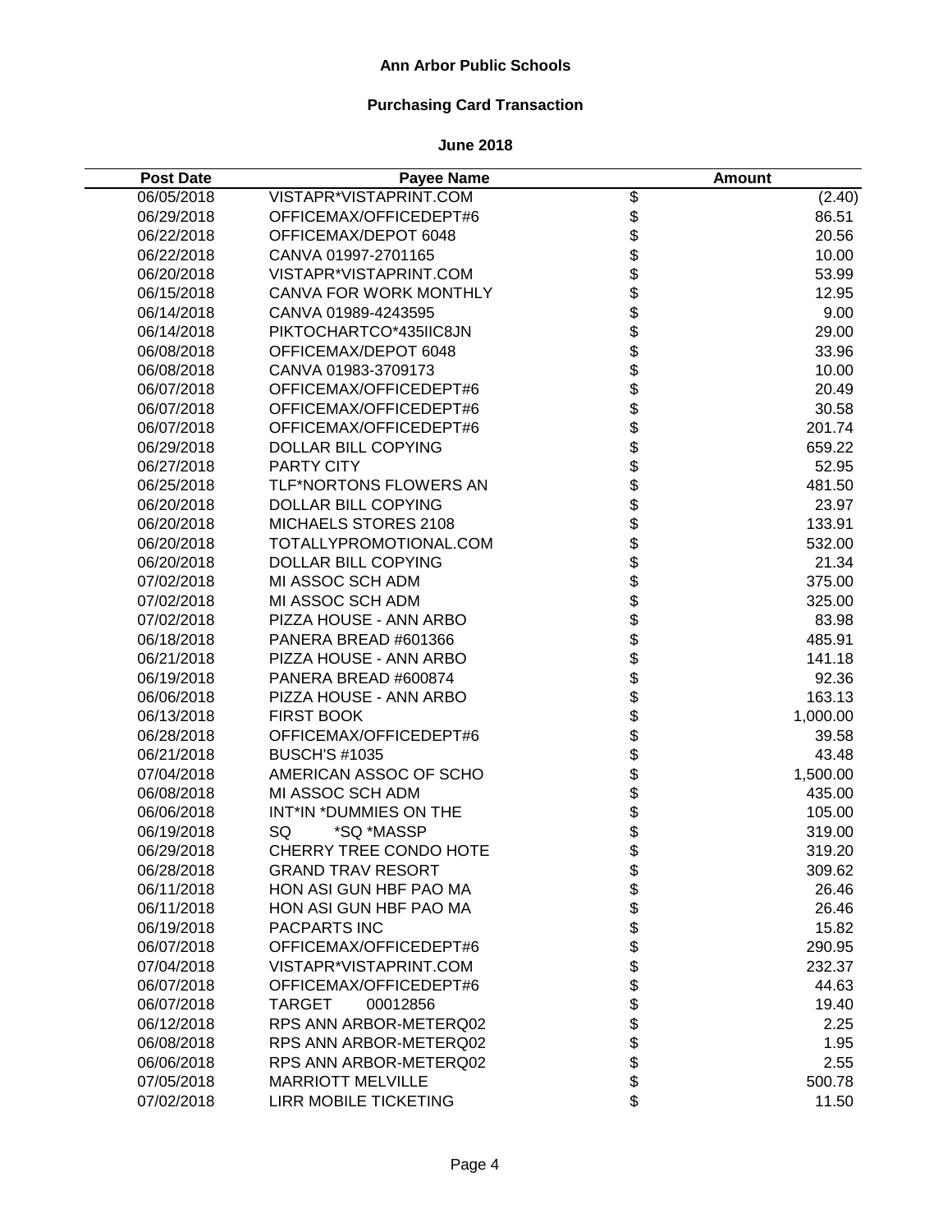**Ann Arbor Public Schools**

**Purchasing Card Transaction**

**June 2018**

| Post Date | Payee Name | | Amount |
|---|---|---|---|
| 06/05/2018 | VISTAPR*VISTAPRINT.COM | $ | (2.40) |
| 06/29/2018 | OFFICEMAX/OFFICEDEPT#6 | $ | 86.51 |
| 06/22/2018 | OFFICEMAX/DEPOT 6048 | $ | 20.56 |
| 06/22/2018 | CANVA 01997-2701165 | $ | 10.00 |
| 06/20/2018 | VISTAPR*VISTAPRINT.COM | $ | 53.99 |
| 06/15/2018 | CANVA FOR WORK MONTHLY | $ | 12.95 |
| 06/14/2018 | CANVA 01989-4243595 | $ | 9.00 |
| 06/14/2018 | PIKTOCHARTCO*435IIC8JN | $ | 29.00 |
| 06/08/2018 | OFFICEMAX/DEPOT 6048 | $ | 33.96 |
| 06/08/2018 | CANVA 01983-3709173 | $ | 10.00 |
| 06/07/2018 | OFFICEMAX/OFFICEDEPT#6 | $ | 20.49 |
| 06/07/2018 | OFFICEMAX/OFFICEDEPT#6 | $ | 30.58 |
| 06/07/2018 | OFFICEMAX/OFFICEDEPT#6 | $ | 201.74 |
| 06/29/2018 | DOLLAR BILL COPYING | $ | 659.22 |
| 06/27/2018 | PARTY CITY | $ | 52.95 |
| 06/25/2018 | TLF*NORTONS FLOWERS AN | $ | 481.50 |
| 06/20/2018 | DOLLAR BILL COPYING | $ | 23.97 |
| 06/20/2018 | MICHAELS STORES 2108 | $ | 133.91 |
| 06/20/2018 | TOTALLYPROMOTIONAL.COM | $ | 532.00 |
| 06/20/2018 | DOLLAR BILL COPYING | $ | 21.34 |
| 07/02/2018 | MI ASSOC SCH ADM | $ | 375.00 |
| 07/02/2018 | MI ASSOC SCH ADM | $ | 325.00 |
| 07/02/2018 | PIZZA HOUSE - ANN ARBO | $ | 83.98 |
| 06/18/2018 | PANERA BREAD #601366 | $ | 485.91 |
| 06/21/2018 | PIZZA HOUSE - ANN ARBO | $ | 141.18 |
| 06/19/2018 | PANERA BREAD #600874 | $ | 92.36 |
| 06/06/2018 | PIZZA HOUSE - ANN ARBO | $ | 163.13 |
| 06/13/2018 | FIRST BOOK | $ | 1,000.00 |
| 06/28/2018 | OFFICEMAX/OFFICEDEPT#6 | $ | 39.58 |
| 06/21/2018 | BUSCH'S #1035 | $ | 43.48 |
| 07/04/2018 | AMERICAN ASSOC OF SCHO | $ | 1,500.00 |
| 06/08/2018 | MI ASSOC SCH ADM | $ | 435.00 |
| 06/06/2018 | INT*IN *DUMMIES ON THE | $ | 105.00 |
| 06/19/2018 | SQ *SQ *MASSP | $ | 319.00 |
| 06/29/2018 | CHERRY TREE CONDO HOTE | $ | 319.20 |
| 06/28/2018 | GRAND TRAV RESORT | $ | 309.62 |
| 06/11/2018 | HON ASI GUN HBF PAO MA | $ | 26.46 |
| 06/11/2018 | HON ASI GUN HBF PAO MA | $ | 26.46 |
| 06/19/2018 | PACPARTS INC | $ | 15.82 |
| 06/07/2018 | OFFICEMAX/OFFICEDEPT#6 | $ | 290.95 |
| 07/04/2018 | VISTAPR*VISTAPRINT.COM | $ | 232.37 |
| 06/07/2018 | OFFICEMAX/OFFICEDEPT#6 | $ | 44.63 |
| 06/07/2018 | TARGET 00012856 | $ | 19.40 |
| 06/12/2018 | RPS ANN ARBOR-METERQ02 | $ | 2.25 |
| 06/08/2018 | RPS ANN ARBOR-METERQ02 | $ | 1.95 |
| 06/06/2018 | RPS ANN ARBOR-METERQ02 | $ | 2.55 |
| 07/05/2018 | MARRIOTT MELVILLE | $ | 500.78 |
| 07/02/2018 | LIRR MOBILE TICKETING | $ | 11.50 |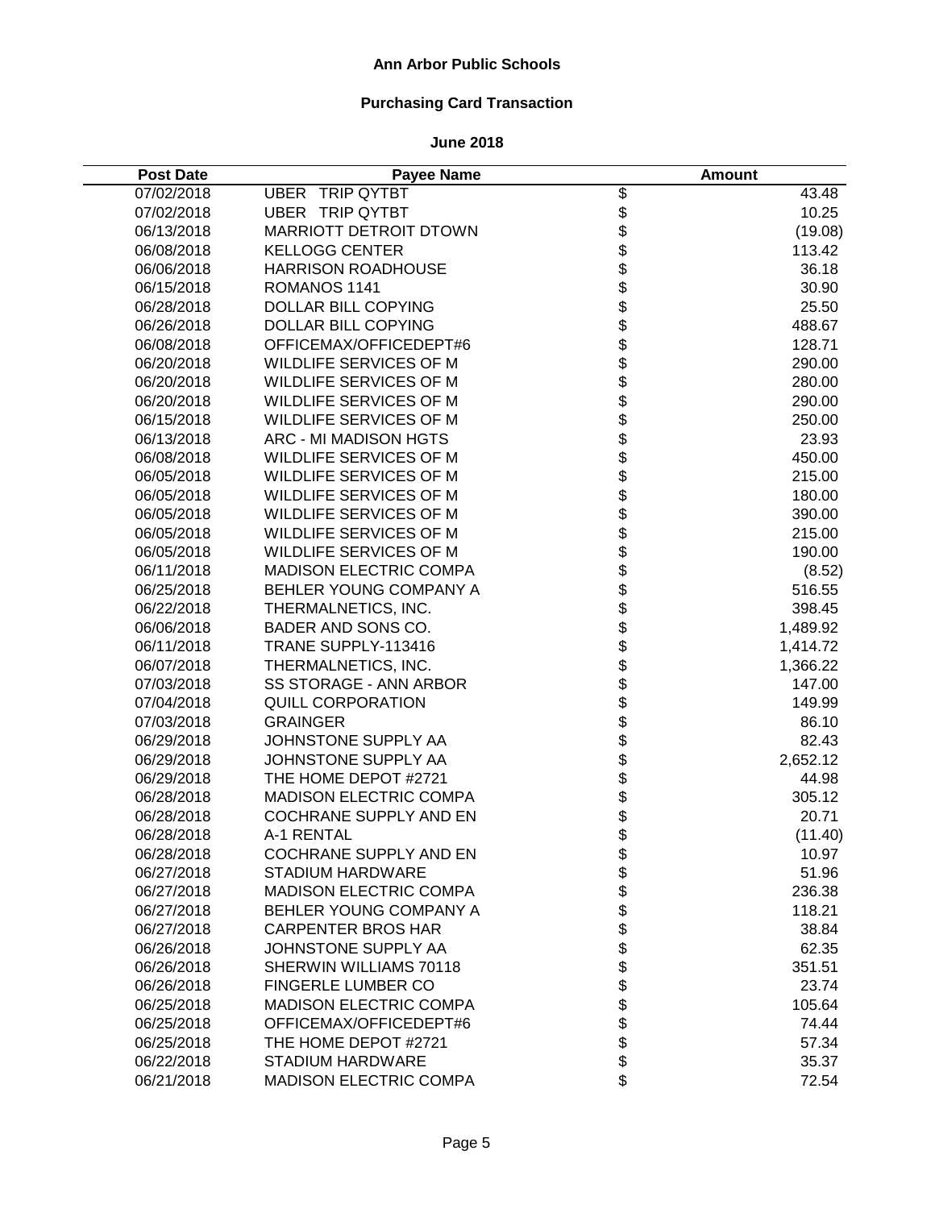**Ann Arbor Public Schools**

**Purchasing Card Transaction**

**June 2018**

| Post Date | Payee Name | Amount |
|---|---|---|
| 07/02/2018 | UBER TRIP QYTBT | $ 43.48 |
| 07/02/2018 | UBER TRIP QYTBT | $ 10.25 |
| 06/13/2018 | MARRIOTT DETROIT DTOWN | $ (19.08) |
| 06/08/2018 | KELLOGG CENTER | $ 113.42 |
| 06/06/2018 | HARRISON ROADHOUSE | $ 36.18 |
| 06/15/2018 | ROMANOS 1141 | $ 30.90 |
| 06/28/2018 | DOLLAR BILL COPYING | $ 25.50 |
| 06/26/2018 | DOLLAR BILL COPYING | $ 488.67 |
| 06/08/2018 | OFFICEMAX/OFFICEDEPT#6 | $ 128.71 |
| 06/20/2018 | WILDLIFE SERVICES OF M | $ 290.00 |
| 06/20/2018 | WILDLIFE SERVICES OF M | $ 280.00 |
| 06/20/2018 | WILDLIFE SERVICES OF M | $ 290.00 |
| 06/15/2018 | WILDLIFE SERVICES OF M | $ 250.00 |
| 06/13/2018 | ARC - MI MADISON HGTS | $ 23.93 |
| 06/08/2018 | WILDLIFE SERVICES OF M | $ 450.00 |
| 06/05/2018 | WILDLIFE SERVICES OF M | $ 215.00 |
| 06/05/2018 | WILDLIFE SERVICES OF M | $ 180.00 |
| 06/05/2018 | WILDLIFE SERVICES OF M | $ 390.00 |
| 06/05/2018 | WILDLIFE SERVICES OF M | $ 215.00 |
| 06/05/2018 | WILDLIFE SERVICES OF M | $ 190.00 |
| 06/11/2018 | MADISON ELECTRIC COMPA | $ (8.52) |
| 06/25/2018 | BEHLER YOUNG COMPANY A | $ 516.55 |
| 06/22/2018 | THERMALNETICS, INC. | $ 398.45 |
| 06/06/2018 | BADER AND SONS CO. | $ 1,489.92 |
| 06/11/2018 | TRANE SUPPLY-113416 | $ 1,414.72 |
| 06/07/2018 | THERMALNETICS, INC. | $ 1,366.22 |
| 07/03/2018 | SS STORAGE - ANN ARBOR | $ 147.00 |
| 07/04/2018 | QUILL CORPORATION | $ 149.99 |
| 07/03/2018 | GRAINGER | $ 86.10 |
| 06/29/2018 | JOHNSTONE SUPPLY AA | $ 82.43 |
| 06/29/2018 | JOHNSTONE SUPPLY AA | $ 2,652.12 |
| 06/29/2018 | THE HOME DEPOT #2721 | $ 44.98 |
| 06/28/2018 | MADISON ELECTRIC COMPA | $ 305.12 |
| 06/28/2018 | COCHRANE SUPPLY AND EN | $ 20.71 |
| 06/28/2018 | A-1 RENTAL | $ (11.40) |
| 06/28/2018 | COCHRANE SUPPLY AND EN | $ 10.97 |
| 06/27/2018 | STADIUM HARDWARE | $ 51.96 |
| 06/27/2018 | MADISON ELECTRIC COMPA | $ 236.38 |
| 06/27/2018 | BEHLER YOUNG COMPANY A | $ 118.21 |
| 06/27/2018 | CARPENTER BROS HAR | $ 38.84 |
| 06/26/2018 | JOHNSTONE SUPPLY AA | $ 62.35 |
| 06/26/2018 | SHERWIN WILLIAMS 70118 | $ 351.51 |
| 06/26/2018 | FINGERLE LUMBER CO | $ 23.74 |
| 06/25/2018 | MADISON ELECTRIC COMPA | $ 105.64 |
| 06/25/2018 | OFFICEMAX/OFFICEDEPT#6 | $ 74.44 |
| 06/25/2018 | THE HOME DEPOT #2721 | $ 57.34 |
| 06/22/2018 | STADIUM HARDWARE | $ 35.37 |
| 06/21/2018 | MADISON ELECTRIC COMPA | $ 72.54 |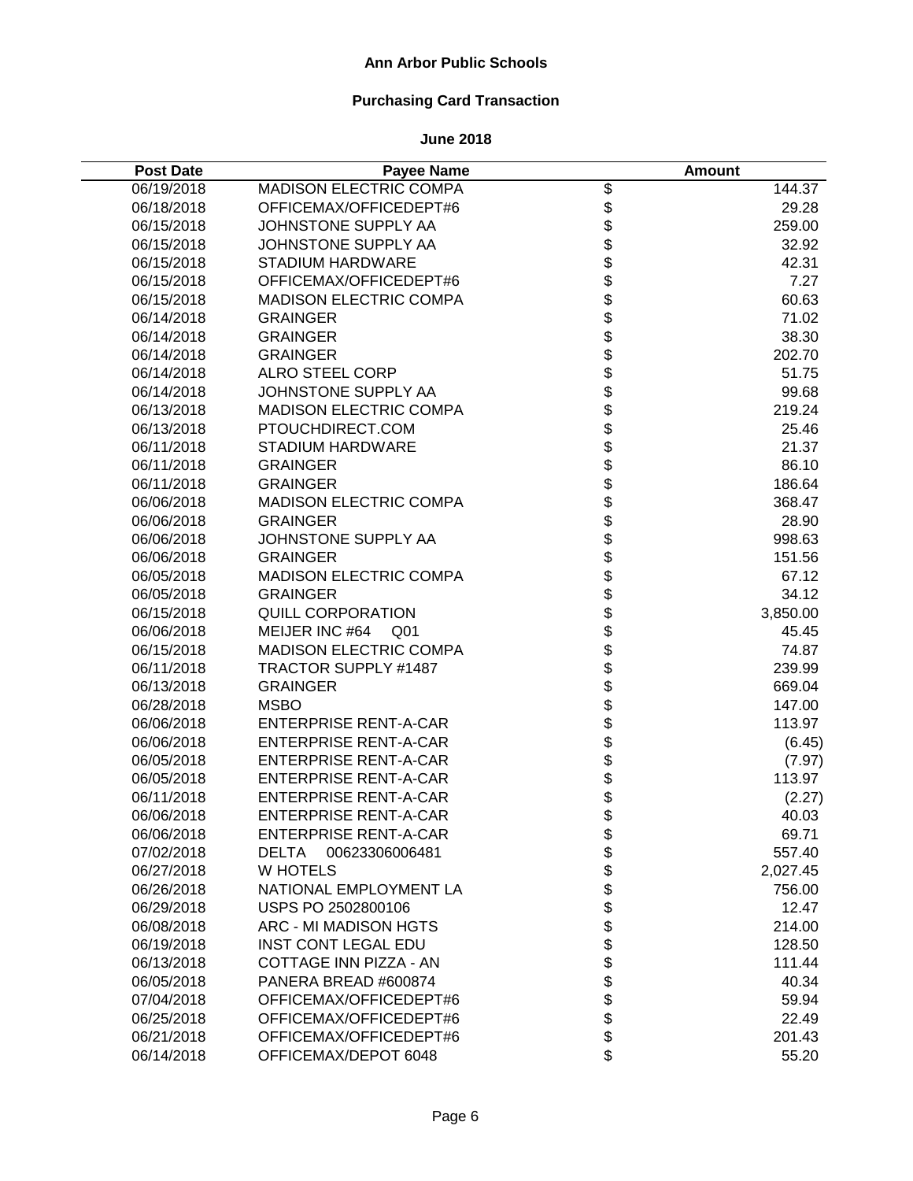**Ann Arbor Public Schools**

**Purchasing Card Transaction**

**June 2018**

| Post Date | Payee Name | | Amount |
|---|---|---|---|
| 06/19/2018 | MADISON ELECTRIC COMPA | $ | 144.37 |
| 06/18/2018 | OFFICEMAX/OFFICEDEPT#6 | $ | 29.28 |
| 06/15/2018 | JOHNSTONE SUPPLY AA | $ | 259.00 |
| 06/15/2018 | JOHNSTONE SUPPLY AA | $ | 32.92 |
| 06/15/2018 | STADIUM HARDWARE | $ | 42.31 |
| 06/15/2018 | OFFICEMAX/OFFICEDEPT#6 | $ | 7.27 |
| 06/15/2018 | MADISON ELECTRIC COMPA | $ | 60.63 |
| 06/14/2018 | GRAINGER | $ | 71.02 |
| 06/14/2018 | GRAINGER | $ | 38.30 |
| 06/14/2018 | GRAINGER | $ | 202.70 |
| 06/14/2018 | ALRO STEEL CORP | $ | 51.75 |
| 06/14/2018 | JOHNSTONE SUPPLY AA | $ | 99.68 |
| 06/13/2018 | MADISON ELECTRIC COMPA | $ | 219.24 |
| 06/13/2018 | PTOUCHDIRECT.COM | $ | 25.46 |
| 06/11/2018 | STADIUM HARDWARE | $ | 21.37 |
| 06/11/2018 | GRAINGER | $ | 86.10 |
| 06/11/2018 | GRAINGER | $ | 186.64 |
| 06/06/2018 | MADISON ELECTRIC COMPA | $ | 368.47 |
| 06/06/2018 | GRAINGER | $ | 28.90 |
| 06/06/2018 | JOHNSTONE SUPPLY AA | $ | 998.63 |
| 06/06/2018 | GRAINGER | $ | 151.56 |
| 06/05/2018 | MADISON ELECTRIC COMPA | $ | 67.12 |
| 06/05/2018 | GRAINGER | $ | 34.12 |
| 06/15/2018 | QUILL CORPORATION | $ | 3,850.00 |
| 06/06/2018 | MEIJER INC #64 Q01 | $ | 45.45 |
| 06/15/2018 | MADISON ELECTRIC COMPA | $ | 74.87 |
| 06/11/2018 | TRACTOR SUPPLY #1487 | $ | 239.99 |
| 06/13/2018 | GRAINGER | $ | 669.04 |
| 06/28/2018 | MSBO | $ | 147.00 |
| 06/06/2018 | ENTERPRISE RENT-A-CAR | $ | 113.97 |
| 06/06/2018 | ENTERPRISE RENT-A-CAR | $ | (6.45) |
| 06/05/2018 | ENTERPRISE RENT-A-CAR | $ | (7.97) |
| 06/05/2018 | ENTERPRISE RENT-A-CAR | $ | 113.97 |
| 06/11/2018 | ENTERPRISE RENT-A-CAR | $ | (2.27) |
| 06/06/2018 | ENTERPRISE RENT-A-CAR | $ | 40.03 |
| 06/06/2018 | ENTERPRISE RENT-A-CAR | $ | 69.71 |
| 07/02/2018 | DELTA 00623306006481 | $ | 557.40 |
| 06/27/2018 | W HOTELS | $ | 2,027.45 |
| 06/26/2018 | NATIONAL EMPLOYMENT LA | $ | 756.00 |
| 06/29/2018 | USPS PO 2502800106 | $ | 12.47 |
| 06/08/2018 | ARC - MI MADISON HGTS | $ | 214.00 |
| 06/19/2018 | INST CONT LEGAL EDU | $ | 128.50 |
| 06/13/2018 | COTTAGE INN PIZZA - AN | $ | 111.44 |
| 06/05/2018 | PANERA BREAD #600874 | $ | 40.34 |
| 07/04/2018 | OFFICEMAX/OFFICEDEPT#6 | $ | 59.94 |
| 06/25/2018 | OFFICEMAX/OFFICEDEPT#6 | $ | 22.49 |
| 06/21/2018 | OFFICEMAX/OFFICEDEPT#6 | $ | 201.43 |
| 06/14/2018 | OFFICEMAX/DEPOT 6048 | $ | 55.20 |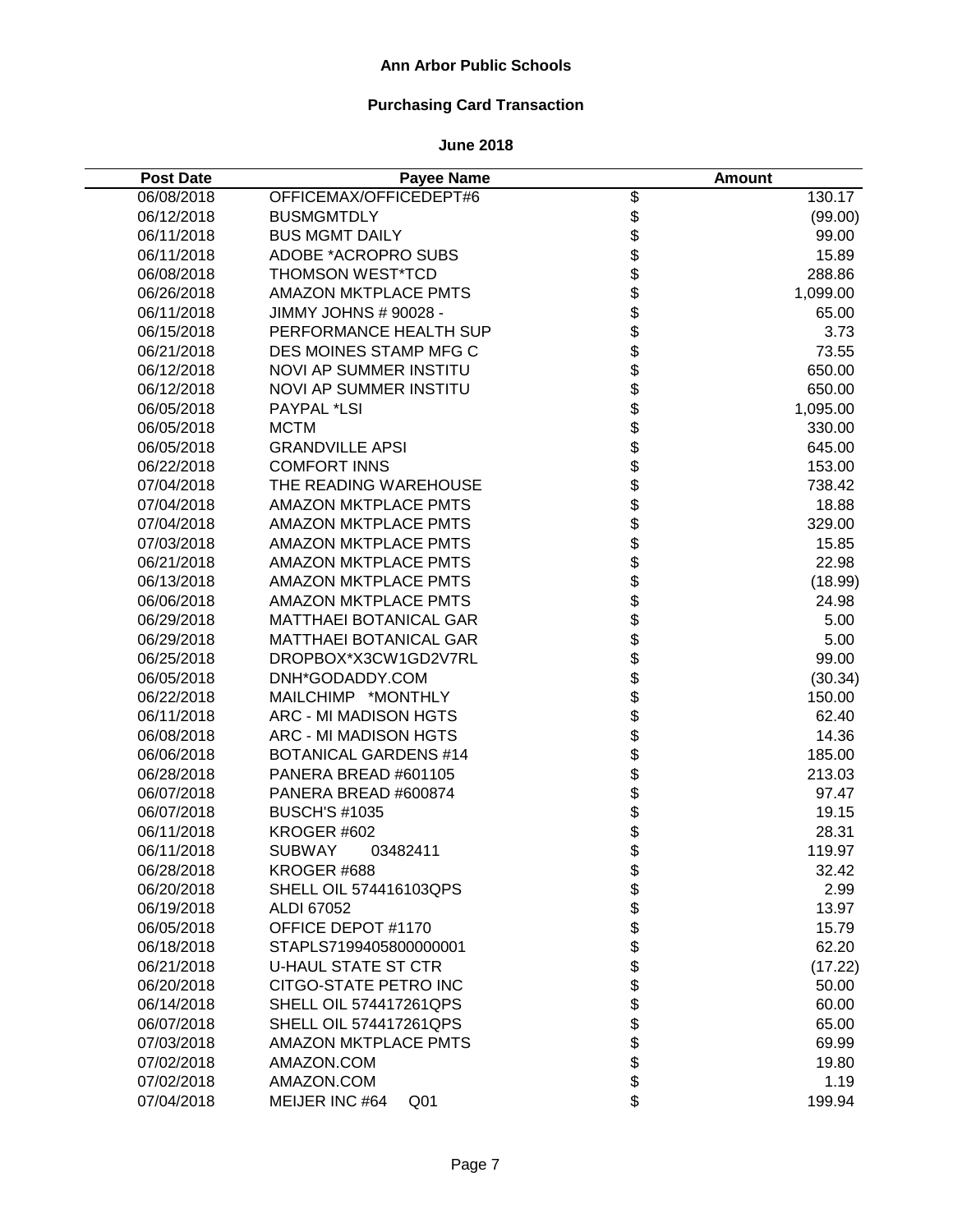# Ann Arbor Public Schools

## Purchasing Card Transaction

### June 2018

| Post Date | Payee Name | Amount |
|---|---|---|
| 06/08/2018 | OFFICEMAX/OFFICEDEPT#6 | $ 130.17 |
| 06/12/2018 | BUSMGMTDLY | $ (99.00) |
| 06/11/2018 | BUS MGMT DAILY | $ 99.00 |
| 06/11/2018 | ADOBE *ACROPRO SUBS | $ 15.89 |
| 06/08/2018 | THOMSON WEST*TCD | $ 288.86 |
| 06/26/2018 | AMAZON MKTPLACE PMTS | $ 1,099.00 |
| 06/11/2018 | JIMMY JOHNS # 90028 - | $ 65.00 |
| 06/15/2018 | PERFORMANCE HEALTH SUP | $ 3.73 |
| 06/21/2018 | DES MOINES STAMP MFG C | $ 73.55 |
| 06/12/2018 | NOVI AP SUMMER INSTITU | $ 650.00 |
| 06/12/2018 | NOVI AP SUMMER INSTITU | $ 650.00 |
| 06/05/2018 | PAYPAL *LSI | $ 1,095.00 |
| 06/05/2018 | MCTM | $ 330.00 |
| 06/05/2018 | GRANDVILLE APSI | $ 645.00 |
| 06/22/2018 | COMFORT INNS | $ 153.00 |
| 07/04/2018 | THE READING WAREHOUSE | $ 738.42 |
| 07/04/2018 | AMAZON MKTPLACE PMTS | $ 18.88 |
| 07/04/2018 | AMAZON MKTPLACE PMTS | $ 329.00 |
| 07/03/2018 | AMAZON MKTPLACE PMTS | $ 15.85 |
| 06/21/2018 | AMAZON MKTPLACE PMTS | $ 22.98 |
| 06/13/2018 | AMAZON MKTPLACE PMTS | $ (18.99) |
| 06/06/2018 | AMAZON MKTPLACE PMTS | $ 24.98 |
| 06/29/2018 | MATTHAEI BOTANICAL GAR | $ 5.00 |
| 06/29/2018 | MATTHAEI BOTANICAL GAR | $ 5.00 |
| 06/25/2018 | DROPBOX*X3CW1GD2V7RL | $ 99.00 |
| 06/05/2018 | DNH*GODADDY.COM | $ (30.34) |
| 06/22/2018 | MAILCHIMP *MONTHLY | $ 150.00 |
| 06/11/2018 | ARC - MI MADISON HGTS | $ 62.40 |
| 06/08/2018 | ARC - MI MADISON HGTS | $ 14.36 |
| 06/06/2018 | BOTANICAL GARDENS #14 | $ 185.00 |
| 06/28/2018 | PANERA BREAD #601105 | $ 213.03 |
| 06/07/2018 | PANERA BREAD #600874 | $ 97.47 |
| 06/07/2018 | BUSCH'S #1035 | $ 19.15 |
| 06/11/2018 | KROGER #602 | $ 28.31 |
| 06/11/2018 | SUBWAY 03482411 | $ 119.97 |
| 06/28/2018 | KROGER #688 | $ 32.42 |
| 06/20/2018 | SHELL OIL 574416103QPS | $ 2.99 |
| 06/19/2018 | ALDI 67052 | $ 13.97 |
| 06/05/2018 | OFFICE DEPOT #1170 | $ 15.79 |
| 06/18/2018 | STAPLS7199405800000001 | $ 62.20 |
| 06/21/2018 | U-HAUL STATE ST CTR | $ (17.22) |
| 06/20/2018 | CITGO-STATE PETRO INC | $ 50.00 |
| 06/14/2018 | SHELL OIL 574417261QPS | $ 60.00 |
| 06/07/2018 | SHELL OIL 574417261QPS | $ 65.00 |
| 07/03/2018 | AMAZON MKTPLACE PMTS | $ 69.99 |
| 07/02/2018 | AMAZON.COM | $ 19.80 |
| 07/02/2018 | AMAZON.COM | $ 1.19 |
| 07/04/2018 | MEIJER INC #64 Q01 | $ 199.94 |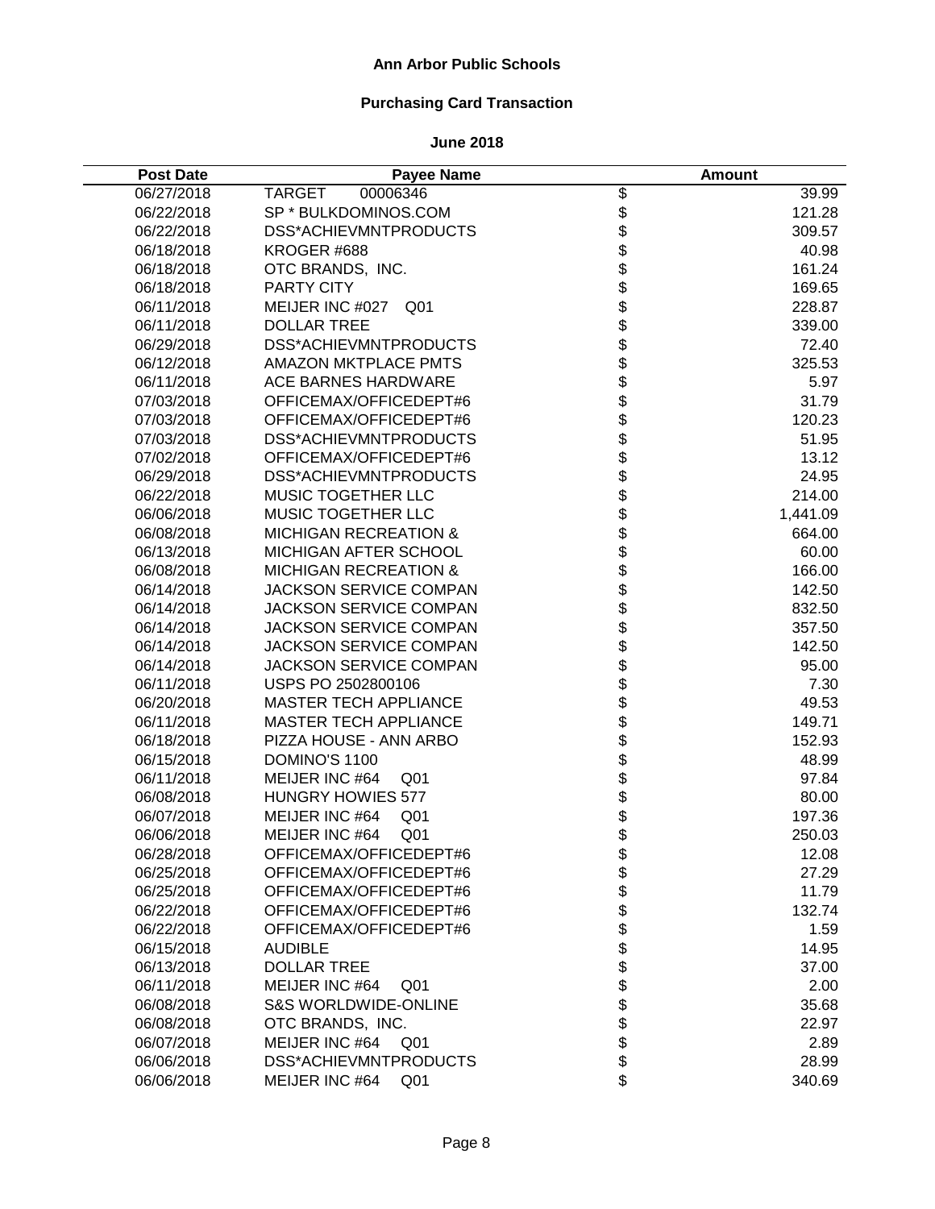# Ann Arbor Public Schools

## Purchasing Card Transaction

### June 2018

| Post Date | Payee Name | | Amount |
|---|---|---|---|
| 06/27/2018 | TARGET 00006346 | $ | 39.99 |
| 06/22/2018 | SP * BULKDOMINOS.COM | $ | 121.28 |
| 06/22/2018 | DSS*ACHIEVMNTPRODUCTS | $ | 309.57 |
| 06/18/2018 | KROGER #688 | $ | 40.98 |
| 06/18/2018 | OTC BRANDS, INC. | $ | 161.24 |
| 06/18/2018 | PARTY CITY | $ | 169.65 |
| 06/11/2018 | MEIJER INC #027 Q01 | $ | 228.87 |
| 06/11/2018 | DOLLAR TREE | $ | 339.00 |
| 06/29/2018 | DSS*ACHIEVMNTPRODUCTS | $ | 72.40 |
| 06/12/2018 | AMAZON MKTPLACE PMTS | $ | 325.53 |
| 06/11/2018 | ACE BARNES HARDWARE | $ | 5.97 |
| 07/03/2018 | OFFICEMAX/OFFICEDEPT#6 | $ | 31.79 |
| 07/03/2018 | OFFICEMAX/OFFICEDEPT#6 | $ | 120.23 |
| 07/03/2018 | DSS*ACHIEVMNTPRODUCTS | $ | 51.95 |
| 07/02/2018 | OFFICEMAX/OFFICEDEPT#6 | $ | 13.12 |
| 06/29/2018 | DSS*ACHIEVMNTPRODUCTS | $ | 24.95 |
| 06/22/2018 | MUSIC TOGETHER LLC | $ | 214.00 |
| 06/06/2018 | MUSIC TOGETHER LLC | $ | 1,441.09 |
| 06/08/2018 | MICHIGAN RECREATION & | $ | 664.00 |
| 06/13/2018 | MICHIGAN AFTER SCHOOL | $ | 60.00 |
| 06/08/2018 | MICHIGAN RECREATION & | $ | 166.00 |
| 06/14/2018 | JACKSON SERVICE COMPAN | $ | 142.50 |
| 06/14/2018 | JACKSON SERVICE COMPAN | $ | 832.50 |
| 06/14/2018 | JACKSON SERVICE COMPAN | $ | 357.50 |
| 06/14/2018 | JACKSON SERVICE COMPAN | $ | 142.50 |
| 06/14/2018 | JACKSON SERVICE COMPAN | $ | 95.00 |
| 06/11/2018 | USPS PO 2502800106 | $ | 7.30 |
| 06/20/2018 | MASTER TECH APPLIANCE | $ | 49.53 |
| 06/11/2018 | MASTER TECH APPLIANCE | $ | 149.71 |
| 06/18/2018 | PIZZA HOUSE - ANN ARBO | $ | 152.93 |
| 06/15/2018 | DOMINO'S 1100 | $ | 48.99 |
| 06/11/2018 | MEIJER INC #64 Q01 | $ | 97.84 |
| 06/08/2018 | HUNGRY HOWIES 577 | $ | 80.00 |
| 06/07/2018 | MEIJER INC #64 Q01 | $ | 197.36 |
| 06/06/2018 | MEIJER INC #64 Q01 | $ | 250.03 |
| 06/28/2018 | OFFICEMAX/OFFICEDEPT#6 | $ | 12.08 |
| 06/25/2018 | OFFICEMAX/OFFICEDEPT#6 | $ | 27.29 |
| 06/25/2018 | OFFICEMAX/OFFICEDEPT#6 | $ | 11.79 |
| 06/22/2018 | OFFICEMAX/OFFICEDEPT#6 | $ | 132.74 |
| 06/22/2018 | OFFICEMAX/OFFICEDEPT#6 | $ | 1.59 |
| 06/15/2018 | AUDIBLE | $ | 14.95 |
| 06/13/2018 | DOLLAR TREE | $ | 37.00 |
| 06/11/2018 | MEIJER INC #64 Q01 | $ | 2.00 |
| 06/08/2018 | S&S WORLDWIDE-ONLINE | $ | 35.68 |
| 06/08/2018 | OTC BRANDS, INC. | $ | 22.97 |
| 06/07/2018 | MEIJER INC #64 Q01 | $ | 2.89 |
| 06/06/2018 | DSS*ACHIEVMNTPRODUCTS | $ | 28.99 |
| 06/06/2018 | MEIJER INC #64 Q01 | $ | 340.69 |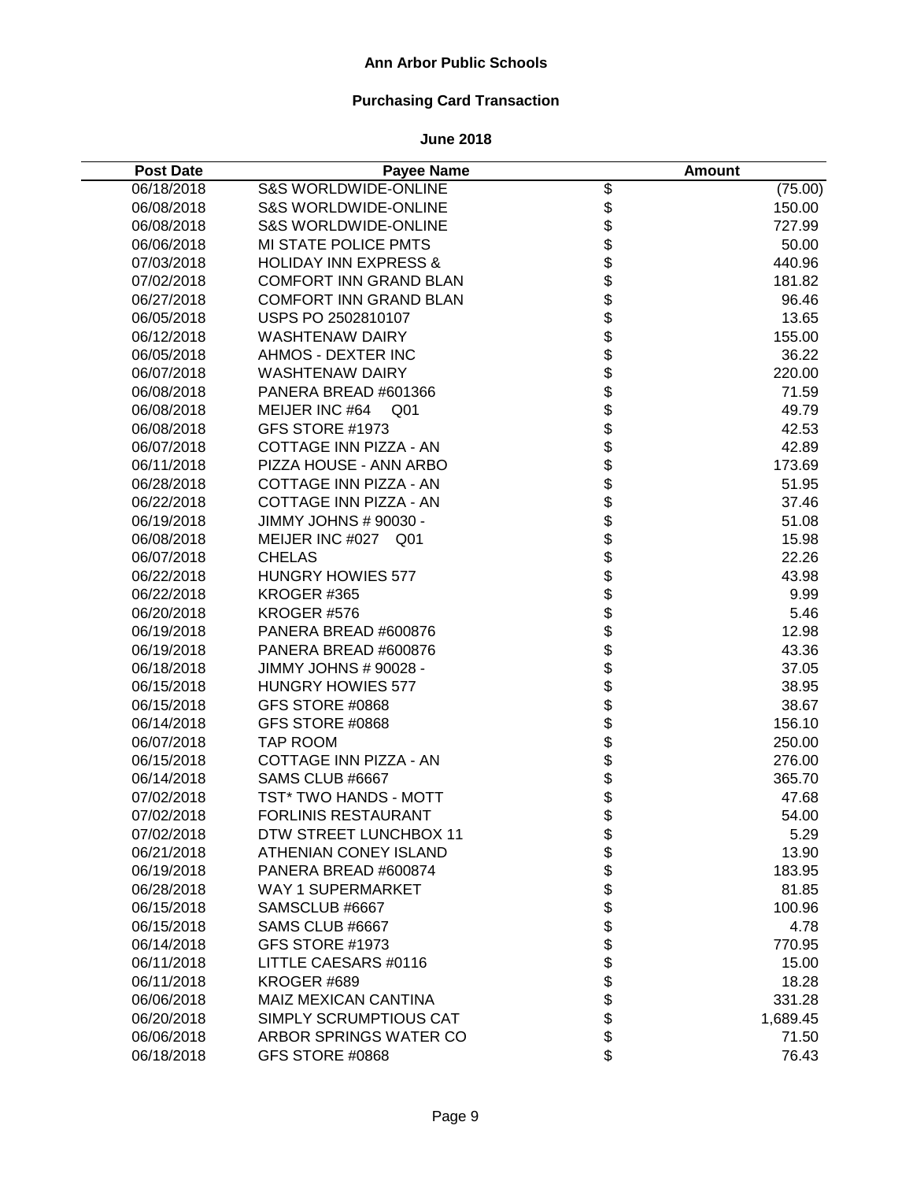**Ann Arbor Public Schools**

**Purchasing Card Transaction**

**June 2018**

| Post Date | Payee Name | Amount |
|---|---|---|
| 06/18/2018 | S&S WORLDWIDE-ONLINE | $ (75.00) |
| 06/08/2018 | S&S WORLDWIDE-ONLINE | $ 150.00 |
| 06/08/2018 | S&S WORLDWIDE-ONLINE | $ 727.99 |
| 06/06/2018 | MI STATE POLICE PMTS | $ 50.00 |
| 07/03/2018 | HOLIDAY INN EXPRESS & | $ 440.96 |
| 07/02/2018 | COMFORT INN GRAND BLAN | $ 181.82 |
| 06/27/2018 | COMFORT INN GRAND BLAN | $ 96.46 |
| 06/05/2018 | USPS PO 2502810107 | $ 13.65 |
| 06/12/2018 | WASHTENAW DAIRY | $ 155.00 |
| 06/05/2018 | AHMOS - DEXTER INC | $ 36.22 |
| 06/07/2018 | WASHTENAW DAIRY | $ 220.00 |
| 06/08/2018 | PANERA BREAD #601366 | $ 71.59 |
| 06/08/2018 | MEIJER INC #64 Q01 | $ 49.79 |
| 06/08/2018 | GFS STORE #1973 | $ 42.53 |
| 06/07/2018 | COTTAGE INN PIZZA - AN | $ 42.89 |
| 06/11/2018 | PIZZA HOUSE - ANN ARBO | $ 173.69 |
| 06/28/2018 | COTTAGE INN PIZZA - AN | $ 51.95 |
| 06/22/2018 | COTTAGE INN PIZZA - AN | $ 37.46 |
| 06/19/2018 | JIMMY JOHNS # 90030 - | $ 51.08 |
| 06/08/2018 | MEIJER INC #027 Q01 | $ 15.98 |
| 06/07/2018 | CHELAS | $ 22.26 |
| 06/22/2018 | HUNGRY HOWIES 577 | $ 43.98 |
| 06/22/2018 | KROGER #365 | $ 9.99 |
| 06/20/2018 | KROGER #576 | $ 5.46 |
| 06/19/2018 | PANERA BREAD #600876 | $ 12.98 |
| 06/19/2018 | PANERA BREAD #600876 | $ 43.36 |
| 06/18/2018 | JIMMY JOHNS # 90028 - | $ 37.05 |
| 06/15/2018 | HUNGRY HOWIES 577 | $ 38.95 |
| 06/15/2018 | GFS STORE #0868 | $ 38.67 |
| 06/14/2018 | GFS STORE #0868 | $ 156.10 |
| 06/07/2018 | TAP ROOM | $ 250.00 |
| 06/15/2018 | COTTAGE INN PIZZA - AN | $ 276.00 |
| 06/14/2018 | SAMS CLUB #6667 | $ 365.70 |
| 07/02/2018 | TST* TWO HANDS - MOTT | $ 47.68 |
| 07/02/2018 | FORLINIS RESTAURANT | $ 54.00 |
| 07/02/2018 | DTW STREET LUNCHBOX 11 | $ 5.29 |
| 06/21/2018 | ATHENIAN CONEY ISLAND | $ 13.90 |
| 06/19/2018 | PANERA BREAD #600874 | $ 183.95 |
| 06/28/2018 | WAY 1 SUPERMARKET | $ 81.85 |
| 06/15/2018 | SAMSCLUB #6667 | $ 100.96 |
| 06/15/2018 | SAMS CLUB #6667 | $ 4.78 |
| 06/14/2018 | GFS STORE #1973 | $ 770.95 |
| 06/11/2018 | LITTLE CAESARS #0116 | $ 15.00 |
| 06/11/2018 | KROGER #689 | $ 18.28 |
| 06/06/2018 | MAIZ MEXICAN CANTINA | $ 331.28 |
| 06/20/2018 | SIMPLY SCRUMPTIOUS CAT | $ 1,689.45 |
| 06/06/2018 | ARBOR SPRINGS WATER CO | $ 71.50 |
| 06/18/2018 | GFS STORE #0868 | $ 76.43 |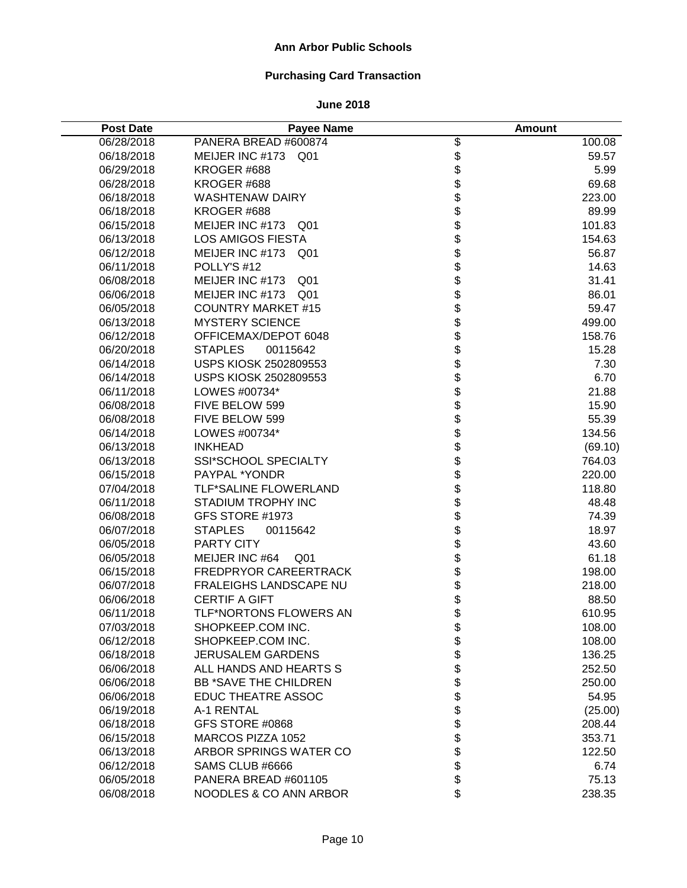# Ann Arbor Public Schools

## Purchasing Card Transaction

### June 2018

| Post Date | Payee Name | Amount |
|---|---|---|
| 06/28/2018 | PANERA BREAD #600874 | $ 100.08 |
| 06/18/2018 | MEIJER INC #173 Q01 | $ 59.57 |
| 06/29/2018 | KROGER #688 | $ 5.99 |
| 06/28/2018 | KROGER #688 | $ 69.68 |
| 06/18/2018 | WASHTENAW DAIRY | $ 223.00 |
| 06/18/2018 | KROGER #688 | $ 89.99 |
| 06/15/2018 | MEIJER INC #173 Q01 | $ 101.83 |
| 06/13/2018 | LOS AMIGOS FIESTA | $ 154.63 |
| 06/12/2018 | MEIJER INC #173 Q01 | $ 56.87 |
| 06/11/2018 | POLLY'S #12 | $ 14.63 |
| 06/08/2018 | MEIJER INC #173 Q01 | $ 31.41 |
| 06/06/2018 | MEIJER INC #173 Q01 | $ 86.01 |
| 06/05/2018 | COUNTRY MARKET #15 | $ 59.47 |
| 06/13/2018 | MYSTERY SCIENCE | $ 499.00 |
| 06/12/2018 | OFFICEMAX/DEPOT 6048 | $ 158.76 |
| 06/20/2018 | STAPLES 00115642 | $ 15.28 |
| 06/14/2018 | USPS KIOSK 2502809553 | $ 7.30 |
| 06/14/2018 | USPS KIOSK 2502809553 | $ 6.70 |
| 06/11/2018 | LOWES #00734* | $ 21.88 |
| 06/08/2018 | FIVE BELOW 599 | $ 15.90 |
| 06/08/2018 | FIVE BELOW 599 | $ 55.39 |
| 06/14/2018 | LOWES #00734* | $ 134.56 |
| 06/13/2018 | INKHEAD | $ (69.10) |
| 06/13/2018 | SSI*SCHOOL SPECIALTY | $ 764.03 |
| 06/15/2018 | PAYPAL *YONDR | $ 220.00 |
| 07/04/2018 | TLF*SALINE FLOWERLAND | $ 118.80 |
| 06/11/2018 | STADIUM TROPHY INC | $ 48.48 |
| 06/08/2018 | GFS STORE #1973 | $ 74.39 |
| 06/07/2018 | STAPLES 00115642 | $ 18.97 |
| 06/05/2018 | PARTY CITY | $ 43.60 |
| 06/05/2018 | MEIJER INC #64 Q01 | $ 61.18 |
| 06/15/2018 | FREDPRYOR CAREERTRACK | $ 198.00 |
| 06/07/2018 | FRALEIGHS LANDSCAPE NU | $ 218.00 |
| 06/06/2018 | CERTIF A GIFT | $ 88.50 |
| 06/11/2018 | TLF*NORTONS FLOWERS AN | $ 610.95 |
| 07/03/2018 | SHOPKEEP.COM INC. | $ 108.00 |
| 06/12/2018 | SHOPKEEP.COM INC. | $ 108.00 |
| 06/18/2018 | JERUSALEM GARDENS | $ 136.25 |
| 06/06/2018 | ALL HANDS AND HEARTS S | $ 252.50 |
| 06/06/2018 | BB *SAVE THE CHILDREN | $ 250.00 |
| 06/06/2018 | EDUC THEATRE ASSOC | $ 54.95 |
| 06/19/2018 | A-1 RENTAL | $ (25.00) |
| 06/18/2018 | GFS STORE #0868 | $ 208.44 |
| 06/15/2018 | MARCOS PIZZA 1052 | $ 353.71 |
| 06/13/2018 | ARBOR SPRINGS WATER CO | $ 122.50 |
| 06/12/2018 | SAMS CLUB #6666 | $ 6.74 |
| 06/05/2018 | PANERA BREAD #601105 | $ 75.13 |
| 06/08/2018 | NOODLES & CO ANN ARBOR | $ 238.35 |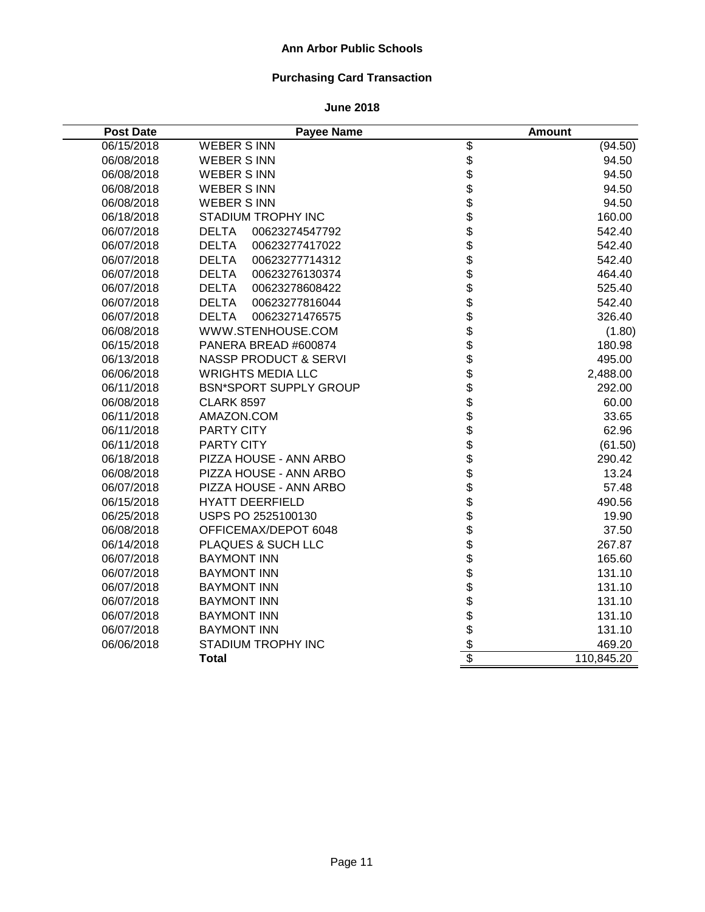**Ann Arbor Public Schools**

**Purchasing Card Transaction**

**June 2018**

| Post Date | Payee Name | | Amount |
|---|---|---|---|
| 06/15/2018 | WEBER S INN | $ | (94.50) |
| 06/08/2018 | WEBER S INN | $ | 94.50 |
| 06/08/2018 | WEBER S INN | $ | 94.50 |
| 06/08/2018 | WEBER S INN | $ | 94.50 |
| 06/08/2018 | WEBER S INN | $ | 94.50 |
| 06/18/2018 | STADIUM TROPHY INC | $ | 160.00 |
| 06/07/2018 | DELTA 00623274547792 | $ | 542.40 |
| 06/07/2018 | DELTA 00623277417022 | $ | 542.40 |
| 06/07/2018 | DELTA 00623277714312 | $ | 542.40 |
| 06/07/2018 | DELTA 00623276130374 | $ | 464.40 |
| 06/07/2018 | DELTA 00623278608422 | $ | 525.40 |
| 06/07/2018 | DELTA 00623277816044 | $ | 542.40 |
| 06/07/2018 | DELTA 00623271476575 | $ | 326.40 |
| 06/08/2018 | WWW.STENHOUSE.COM | $ | (1.80) |
| 06/15/2018 | PANERA BREAD #600874 | $ | 180.98 |
| 06/13/2018 | NASSP PRODUCT & SERVI | $ | 495.00 |
| 06/06/2018 | WRIGHTS MEDIA LLC | $ | 2,488.00 |
| 06/11/2018 | BSN*SPORT SUPPLY GROUP | $ | 292.00 |
| 06/08/2018 | CLARK 8597 | $ | 60.00 |
| 06/11/2018 | AMAZON.COM | $ | 33.65 |
| 06/11/2018 | PARTY CITY | $ | 62.96 |
| 06/11/2018 | PARTY CITY | $ | (61.50) |
| 06/18/2018 | PIZZA HOUSE - ANN ARBO | $ | 290.42 |
| 06/08/2018 | PIZZA HOUSE - ANN ARBO | $ | 13.24 |
| 06/07/2018 | PIZZA HOUSE - ANN ARBO | $ | 57.48 |
| 06/15/2018 | HYATT DEERFIELD | $ | 490.56 |
| 06/25/2018 | USPS PO 2525100130 | $ | 19.90 |
| 06/08/2018 | OFFICEMAX/DEPOT 6048 | $ | 37.50 |
| 06/14/2018 | PLAQUES & SUCH LLC | $ | 267.87 |
| 06/07/2018 | BAYMONT INN | $ | 165.60 |
| 06/07/2018 | BAYMONT INN | $ | 131.10 |
| 06/07/2018 | BAYMONT INN | $ | 131.10 |
| 06/07/2018 | BAYMONT INN | $ | 131.10 |
| 06/07/2018 | BAYMONT INN | $ | 131.10 |
| 06/07/2018 | BAYMONT INN | $ | 131.10 |
| 06/06/2018 | STADIUM TROPHY INC | $ | 469.20 |
| | **Total** | $ | 110,845.20 |